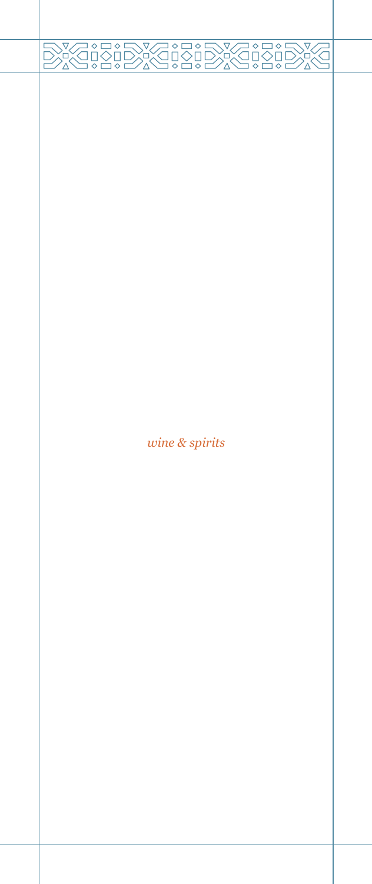*wine & spirits*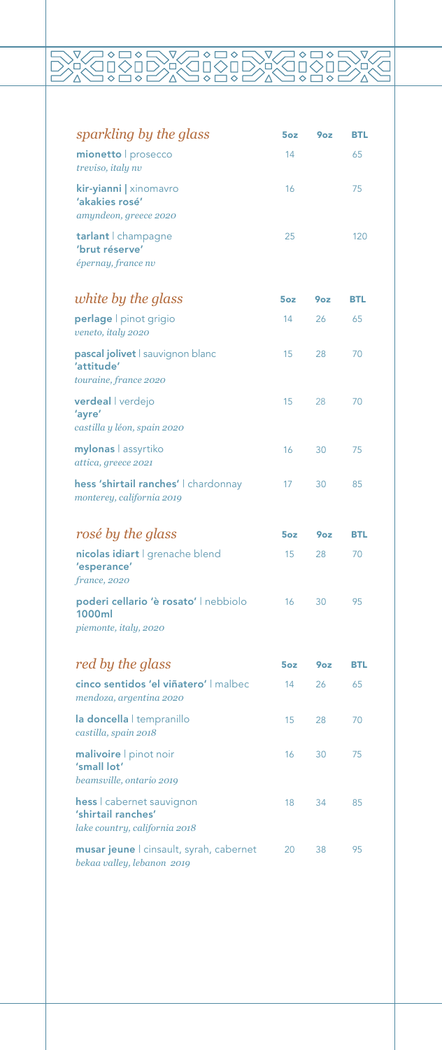| *sparkling by the glass* | 5oz | 9oz | BTL |
|---|---|---|---|
| **mionetto** \| prosecco<br>*treviso, italy nv* | 14 | | 65 |
| **kir-yianni** \| xinomavro<br>**'akakies rosé'**<br>*amyndeon, greece 2020* | 16 | | 75 |
| **tarlant** \| champagne<br>**'brut réserve'**<br>*épernay, france nv* | 25 | | 120 |

| *white by the glass* | 5oz | 9oz | BTL |
|---|---|---|---|
| **perlage** \| pinot grigio<br>*veneto, italy 2020* | 14 | 26 | 65 |
| **pascal jolivet** \| sauvignon blanc<br>**'attitude'**<br>*touraine, france 2020* | 15 | 28 | 70 |
| **verdeal** \| verdejo<br>**'ayre'**<br>*castilla y léon, spain 2020* | 15 | 28 | 70 |
| **mylonas** \| assyrtiko<br>*attica, greece 2021* | 16 | 30 | 75 |
| **hess 'shirtail ranches'** \| chardonnay<br>*monterey, california 2019* | 17 | 30 | 85 |

| *rosé by the glass* | 5oz | 9oz | BTL |
|---|---|---|---|
| **nicolas idiart** \| grenache blend<br>**'esperance'**<br>*france, 2020* | 15 | 28 | 70 |
| **poderi cellario 'è rosato'** \| nebbiolo<br>**1000ml**<br>*piemonte, italy, 2020* | 16 | 30 | 95 |

| *red by the glass* | 5oz | 9oz | BTL |
|---|---|---|---|
| **cinco sentidos 'el viñatero'** \| malbec<br>*mendoza, argentina 2020* | 14 | 26 | 65 |
| **la doncella** \| tempranillo<br>*castilla, spain 2018* | 15 | 28 | 70 |
| **malivoire** \| pinot noir<br>**'small lot'**<br>*beamsville, ontario 2019* | 16 | 30 | 75 |
| **hess** \| cabernet sauvignon<br>**'shirtail ranches'**<br>*lake country, california 2018* | 18 | 34 | 85 |
| **musar jeune** \| cinsault, syrah, cabernet<br>*bekaa valley, lebanon 2019* | 20 | 38 | 95 |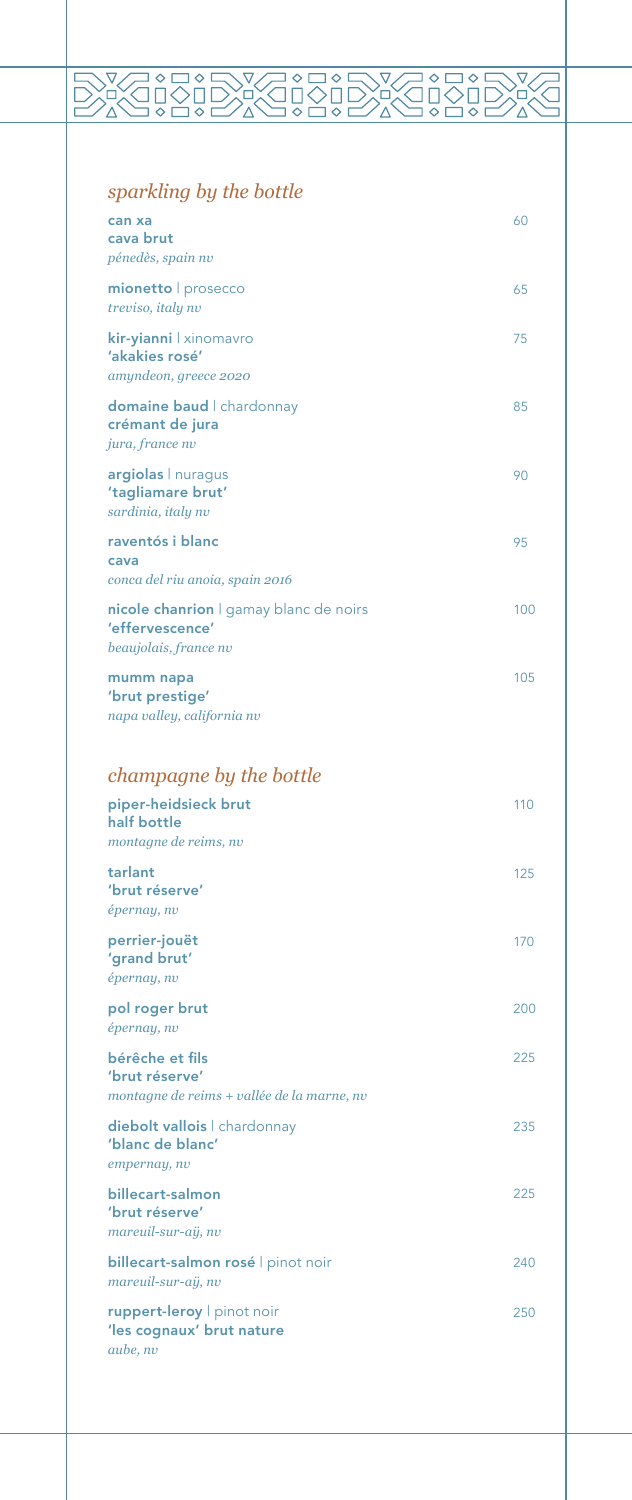## *sparkling by the bottle*

**can xa**
**cava brut**
*pénedès, spain nv* — 60

**mionetto** | prosecco
*treviso, italy nv* — 65

**kir-yianni** | xinomavro
**'akakies rosé'**
*amyndeon, greece 2020* — 75

**domaine baud** | chardonnay
**crémant de jura**
*jura, france nv* — 85

**argiolas** | nuragus
**'tagliamare brut'**
*sardinia, italy nv* — 90

**raventós i blanc**
**cava**
*conca del riu anoia, spain 2016* — 95

**nicole chanrion** | gamay blanc de noirs
**'effervescence'**
*beaujolais, france nv* — 100

**mumm napa**
**'brut prestige'**
*napa valley, california nv* — 105

## *champagne by the bottle*

**piper-heidsieck brut**
**half bottle**
*montagne de reims, nv* — 110

**tarlant**
**'brut réserve'**
*épernay, nv* — 125

**perrier-jouët**
**'grand brut'**
*épernay, nv* — 170

**pol roger brut**
*épernay, nv* — 200

**bérêche et fils**
**'brut réserve'**
*montagne de reims + vallée de la marne, nv* — 225

**diebolt vallois** | chardonnay
**'blanc de blanc'**
*empernay, nv* — 235

**billecart-salmon**
**'brut réserve'**
*mareuil-sur-aÿ, nv* — 225

**billecart-salmon rosé** | pinot noir
*mareuil-sur-aÿ, nv* — 240

**ruppert-leroy** | pinot noir
**'les cognaux' brut nature**
*aube, nv* — 250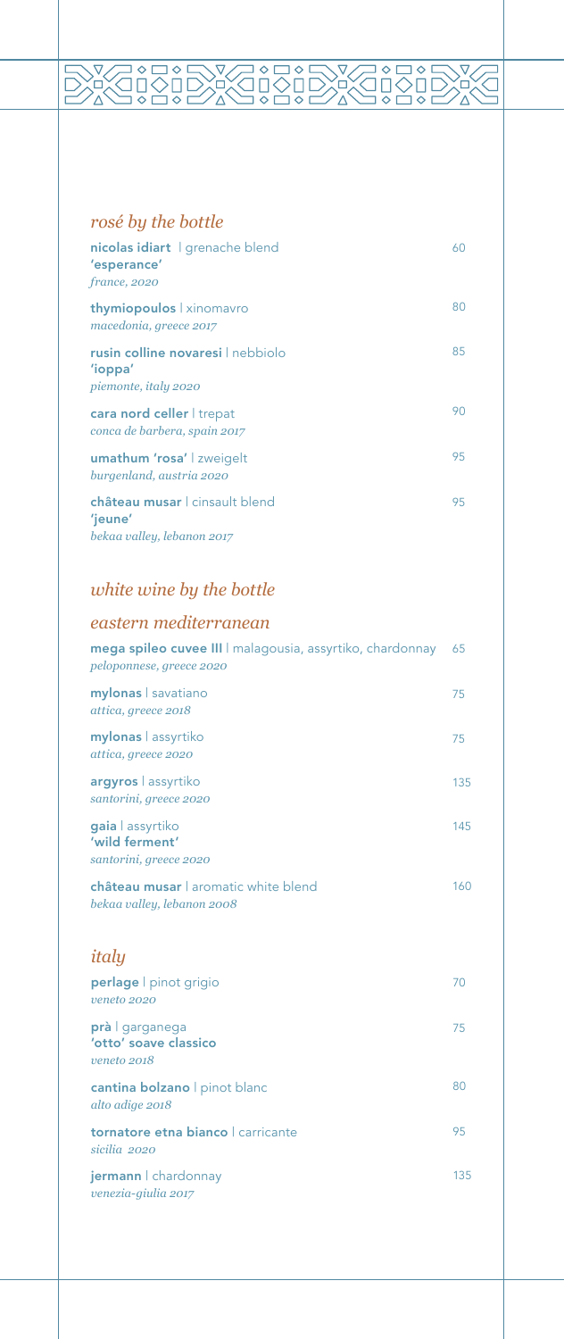## *rosé by the bottle*

**nicolas idiart** | grenache blend  
**'esperance'**  
*france, 2020* — 60

**thymiopoulos** | xinomavro  
*macedonia, greece 2017* — 80

**rusin colline novaresi** | nebbiolo  
**'ioppa'**  
*piemonte, italy 2020* — 85

**cara nord celler** | trepat  
*conca de barbera, spain 2017* — 90

**umathum 'rosa'** | zweigelt  
*burgenland, austria 2020* — 95

**château musar** | cinsault blend  
**'jeune'**  
*bekaa valley, lebanon 2017* — 95

## *white wine by the bottle*

### *eastern mediterranean*

**mega spileo cuvee III** | malagousia, assyrtiko, chardonnay  
*peloponnese, greece 2020* — 65

**mylonas** | savatiano  
*attica, greece 2018* — 75

**mylonas** | assyrtiko  
*attica, greece 2020* — 75

**argyros** | assyrtiko  
*santorini, greece 2020* — 135

**gaia** | assyrtiko  
**'wild ferment'**  
*santorini, greece 2020* — 145

**château musar** | aromatic white blend  
*bekaa valley, lebanon 2008* — 160

### *italy*

**perlage** | pinot grigio  
*veneto 2020* — 70

**prà** | garganega  
**'otto' soave classico**  
*veneto 2018* — 75

**cantina bolzano** | pinot blanc  
*alto adige 2018* — 80

**tornatore etna bianco** | carricante  
*sicilia 2020* — 95

**jermann** | chardonnay  
*venezia-giulia 2017* — 135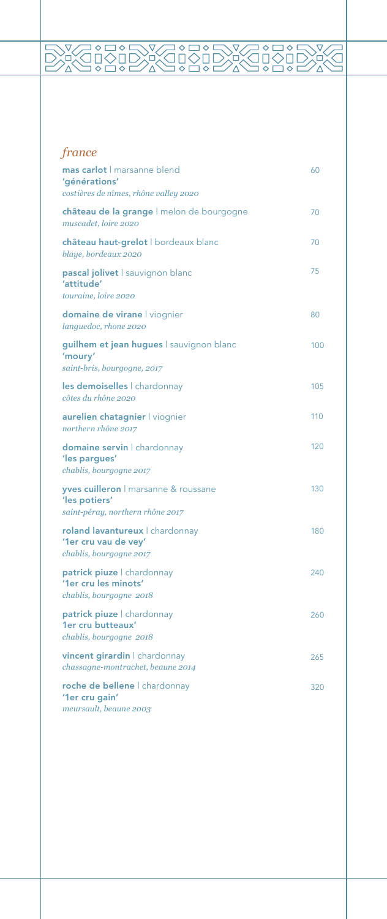## *france*

**mas carlot** | marsanne blend
**'générations'**
*costières de nîmes, rhône valley 2020* — 60

**château de la grange** | melon de bourgogne
*muscadet, loire 2020* — 70

**château haut-grelot** | bordeaux blanc
*blaye, bordeaux 2020* — 70

**pascal jolivet** | sauvignon blanc
**'attitude'**
*touraine, loire 2020* — 75

**domaine de virane** | viognier
*languedoc, rhone 2020* — 80

**guilhem et jean hugues** | sauvignon blanc
**'moury'**
*saint-bris, bourgogne, 2017* — 100

**les demoiselles** | chardonnay
*côtes du rhône 2020* — 105

**aurelien chatagnier** | viognier
*northern rhône 2017* — 110

**domaine servin** | chardonnay
**'les pargues'**
*chablis, bourgogne 2017* — 120

**yves cuilleron** | marsanne & roussane
**'les potiers'**
*saint-péray, northern rhône 2017* — 130

**roland lavantureux** | chardonnay
**'1er cru vau de vey'**
*chablis, bourgogne 2017* — 180

**patrick piuze** | chardonnay
**'1er cru les minots'**
*chablis, bourgogne 2018* — 240

**patrick piuze** | chardonnay
**1er cru butteaux'**
*chablis, bourgogne 2018* — 260

**vincent girardin** | chardonnay
*chassagne-montrachet, beaune 2014* — 265

**roche de bellene** | chardonnay
**'1er cru gain'**
*meursault, beaune 2003* — 320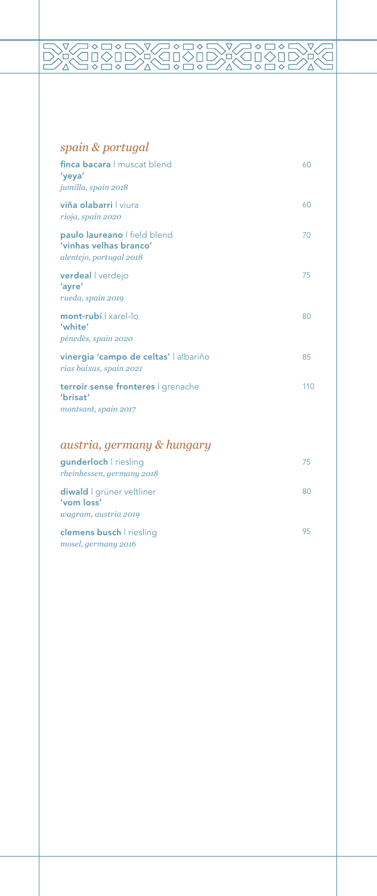## *spain & portugal*

**finca bacara** | muscat blend
**'yeya'**
*jumilla, spain 2018*
60

**viña olabarri** | viura
*rioja, spain 2020*
60

**paulo laureano** | field blend
**'vinhas velhas branco'**
*alentejo, portugal 2018*
70

**verdeal** | verdejo
**'ayre'**
*rueda, spain 2019*
75

**mont-rubí** | xarel-lo
**'white'**
*pénedès, spain 2020*
80

**vinergia 'campo de celtas'** | albariño
*rias baixas, spain 2021*
85

**terroir sense fronteres** | grenache
**'brisat'**
*montsant, spain 2017*
110

## *austria, germany & hungary*

**gunderloch** | riesling
*rheinhessen, germany 2018*
75

**diwald** | grüner veltliner
**'vom loss'**
*wagram, austria 2019*
80

**clemens busch** | riesling
*mosel, germany 2016*
95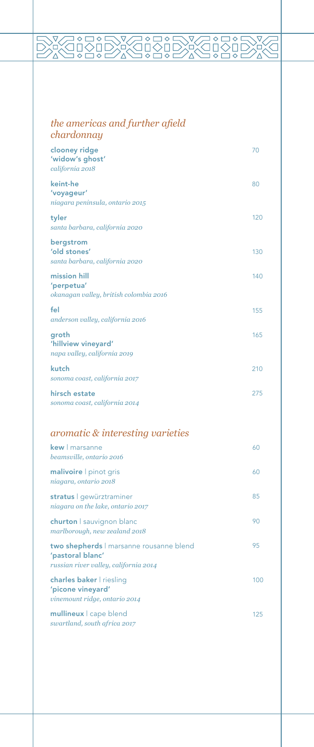## *the americas and further afield*

### *chardonnay*

**clooney ridge**
**'widow's ghost'**
*california 2018* — 70

**keint-he**
**'voyageur'**
*niagara peninsula, ontario 2015* — 80

**tyler**
*santa barbara, california 2020* — 120

**bergstrom**
**'old stones'**
*santa barbara, california 2020* — 130

**mission hill**
**'perpetua'**
*okanagan valley, british colombia 2016* — 140

**fel**
*anderson valley, california 2016* — 155

**groth**
**'hillview vineyard'**
*napa valley, california 2019* — 165

**kutch**
*sonoma coast, california 2017* — 210

**hirsch estate**
*sonoma coast, california 2014* — 275

## *aromatic & interesting varieties*

**kew** | marsanne
*beamsville, ontario 2016* — 60

**malivoire** | pinot gris
*niagara, ontario 2018* — 60

**stratus** | gewürztraminer
*niagara on the lake, ontario 2017* — 85

**churton** | sauvignon blanc
*marlborough, new zealand 2018* — 90

**two shepherds** | marsanne rousanne blend
**'pastoral blanc'**
*russian river valley, california 2014* — 95

**charles baker** | riesling
**'picone vineyard'**
*vinemount ridge, ontario 2014* — 100

**mullineux** | cape blend
*swartland, south africa 2017* — 125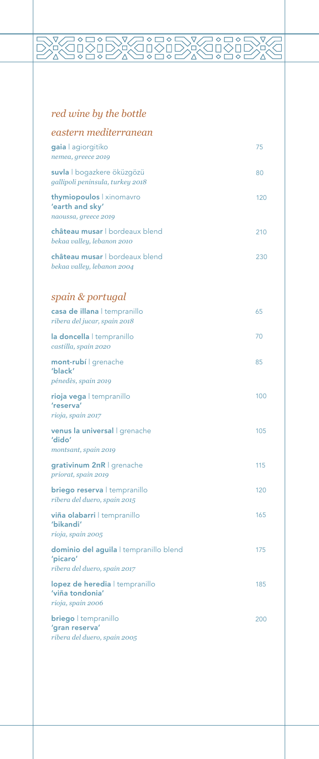## *red wine by the bottle*

### *eastern mediterranean*

**gaia** | agiorgitiko
*nemea, greece 2019* — 75

**suvla** | bogazkere öküzgözü
*gallipoli peninsula, turkey 2018* — 80

**thymiopoulos** | xinomavro
**'earth and sky'**
*naoussa, greece 2019* — 120

**château musar** | bordeaux blend
*bekaa valley, lebanon 2010* — 210

**château musar** | bordeaux blend
*bekaa valley, lebanon 2004* — 230

### *spain & portugal*

**casa de illana** | tempranillo
*ribera del jucar, spain 2018* — 65

**la doncella** | tempranillo
*castilla, spain 2020* — 70

**mont-rubí** | grenache
**'black'**
*pénedès, spain 2019* — 85

**rioja vega** | tempranillo
**'reserva'**
*rioja, spain 2017* — 100

**venus la universal** | grenache
**'dido'**
*montsant, spain 2019* — 105

**grativinum 2πR** | grenache
*priorat, spain 2019* — 115

**briego reserva** | tempranillo
*ribera del duero, spain 2015* — 120

**viña olabarri** | tempranillo
**'bikandi'**
*rioja, spain 2005* — 165

**dominio del aguila** | tempranillo blend
**'picaro'**
*ribera del duero, spain 2017* — 175

**lopez de heredia** | tempranillo
**'viña tondonia'**
*rioja, spain 2006* — 185

**briego** | tempranillo
**'gran reserva'**
*ribera del duero, spain 2005* — 200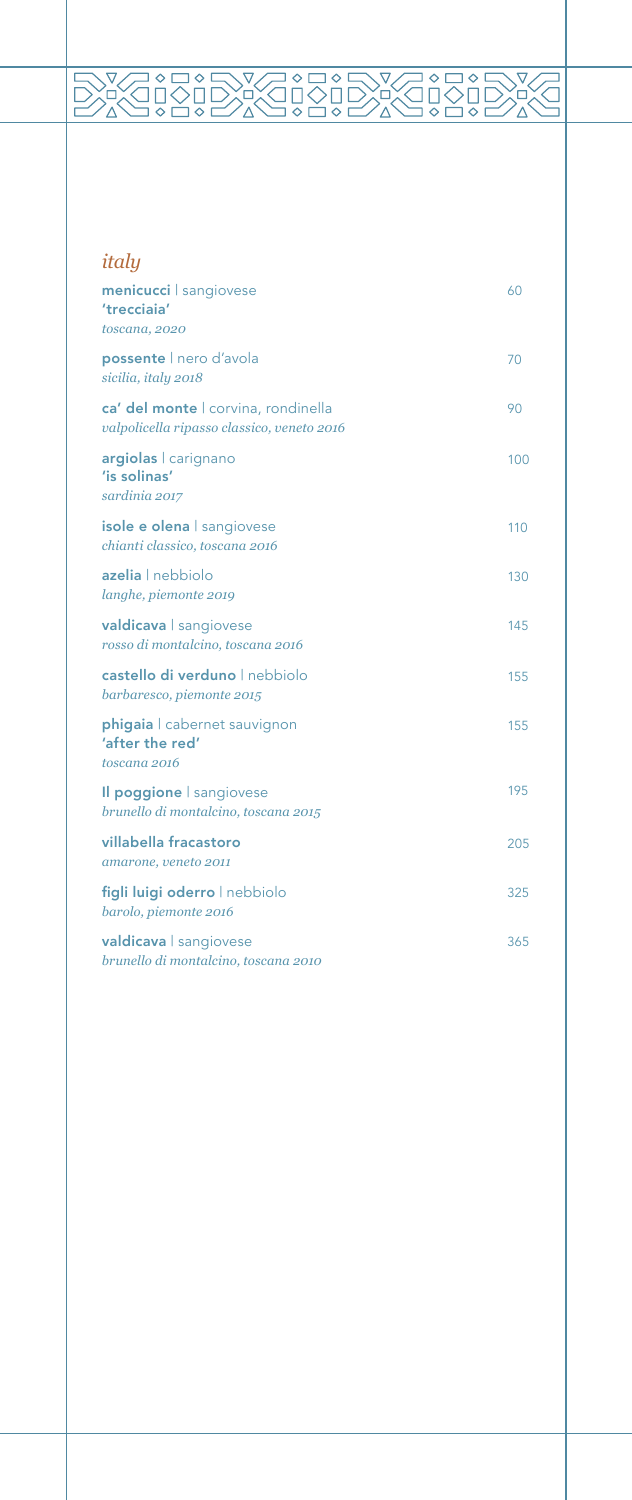## *italy*

**menicucci** | sangiovese
**'trecciaia'**
*toscana, 2020*
60

**possente** | nero d'avola
*sicilia, italy 2018*
70

**ca' del monte** | corvina, rondinella
*valpolicella ripasso classico, veneto 2016*
90

**argiolas** | carignano
**'is solinas'**
*sardinia 2017*
100

**isole e olena** | sangiovese
*chianti classico, toscana 2016*
110

**azelia** | nebbiolo
*langhe, piemonte 2019*
130

**valdicava** | sangiovese
*rosso di montalcino, toscana 2016*
145

**castello di verduno** | nebbiolo
*barbaresco, piemonte 2015*
155

**phigaia** | cabernet sauvignon
**'after the red'**
*toscana 2016*
155

**Il poggione** | sangiovese
*brunello di montalcino, toscana 2015*
195

**villabella fracastoro**
*amarone, veneto 2011*
205

**figli luigi oderro** | nebbiolo
*barolo, piemonte 2016*
325

**valdicava** | sangiovese
*brunello di montalcino, toscana 2010*
365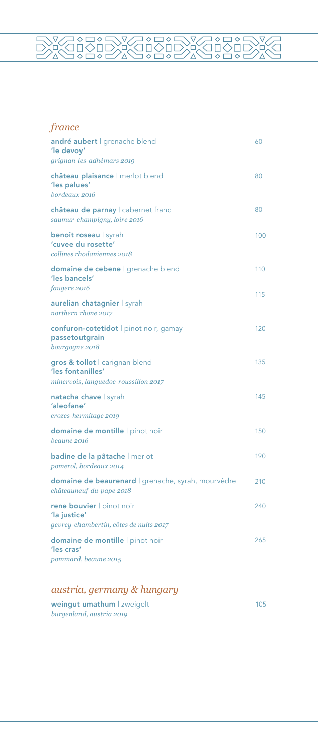## *france*

**andré aubert** | grenache blend
**'le devoy'**
*grignan-les-adhémars 2019* — 60

**château plaisance** | merlot blend
**'les palues'**
*bordeaux 2016* — 80

**château de parnay** | cabernet franc
*saumur-champigny, loire 2016* — 80

**benoit roseau** | syrah
**'cuvee du rosette'**
*collines rhodaniennes 2018* — 100

**domaine de cebene** | grenache blend
**'les bancels'**
*faugere 2016* — 110

**aurelian chatagnier** | syrah
*northern rhone 2017* — 115

**confuron-cotetidot** | pinot noir, gamay
**passetoutgrain**
*bourgogne 2018* — 120

**gros & tollot** | carignan blend
**'les fontanilles'**
*minervois, languedoc-roussillon 2017* — 135

**natacha chave** | syrah
**'aleofane'**
*crozes-hermitage 2019* — 145

**domaine de montille** | pinot noir
*beaune 2016* — 150

**badine de la pâtache** | merlot
*pomerol, bordeaux 2014* — 190

**domaine de beaurenard** | grenache, syrah, mourvèdre
*châteauneuf-du-pape 2018* — 210

**rene bouvier** | pinot noir
**'la justice'**
*gevrey-chambertin, côtes de nuits 2017* — 240

**domaine de montille** | pinot noir
**'les cras'**
*pommard, beaune 2015* — 265

## *austria, germany & hungary*

**weingut umathum** | zweigelt
*burgenland, austria 2019* — 105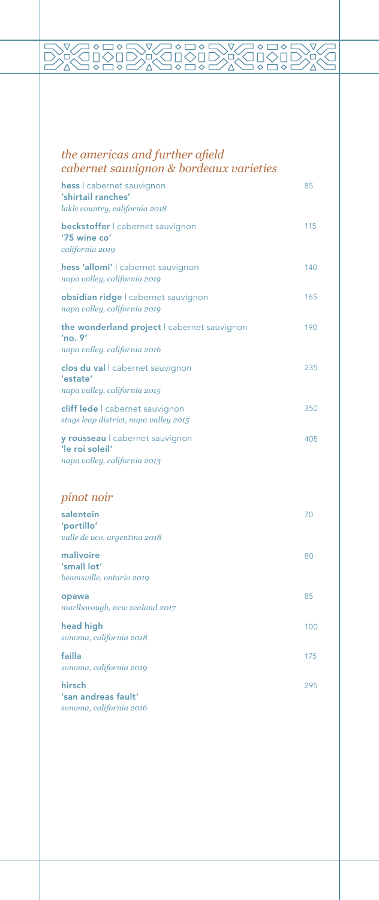## *the americas and further afield*
## *cabernet sauvignon & bordeaux varieties*

**hess** | cabernet sauvignon — 85
**'shirtail ranches'**
*lakle country, california 2018*

**beckstoffer** | cabernet sauvignon — 115
**'75 wine co'**
*california 2019*

**hess 'allomi'** | cabernet sauvignon — 140
*napa valley, california 2019*

**obsidian ridge** | cabernet sauvignon — 165
*napa valley, california 2019*

**the wonderland project** | cabernet sauvignon — 190
**'no. 9'**
*napa valley, california 2016*

**clos du val** | cabernet sauvignon — 235
**'estate'**
*napa valley, california 2015*

**cliff lede** | cabernet sauvignon — 350
*stags leap district, napa valley 2015*

**y rousseau** | cabernet sauvignon — 405
**'le roi soleil'**
*napa valley, california 2013*

## *pinot noir*

**salentein** — 70
**'portillo'**
*valle de uco, argentina 2018*

**malivoire** — 80
**'small lot'**
*beamsville, ontario 2019*

**opawa** — 85
*marlborough, new zealand 2017*

**head high** — 100
*sonoma, california 2018*

**failla** — 175
*sonoma, california 2019*

**hirsch** — 295
**'san andreas fault'**
*sonoma, california 2016*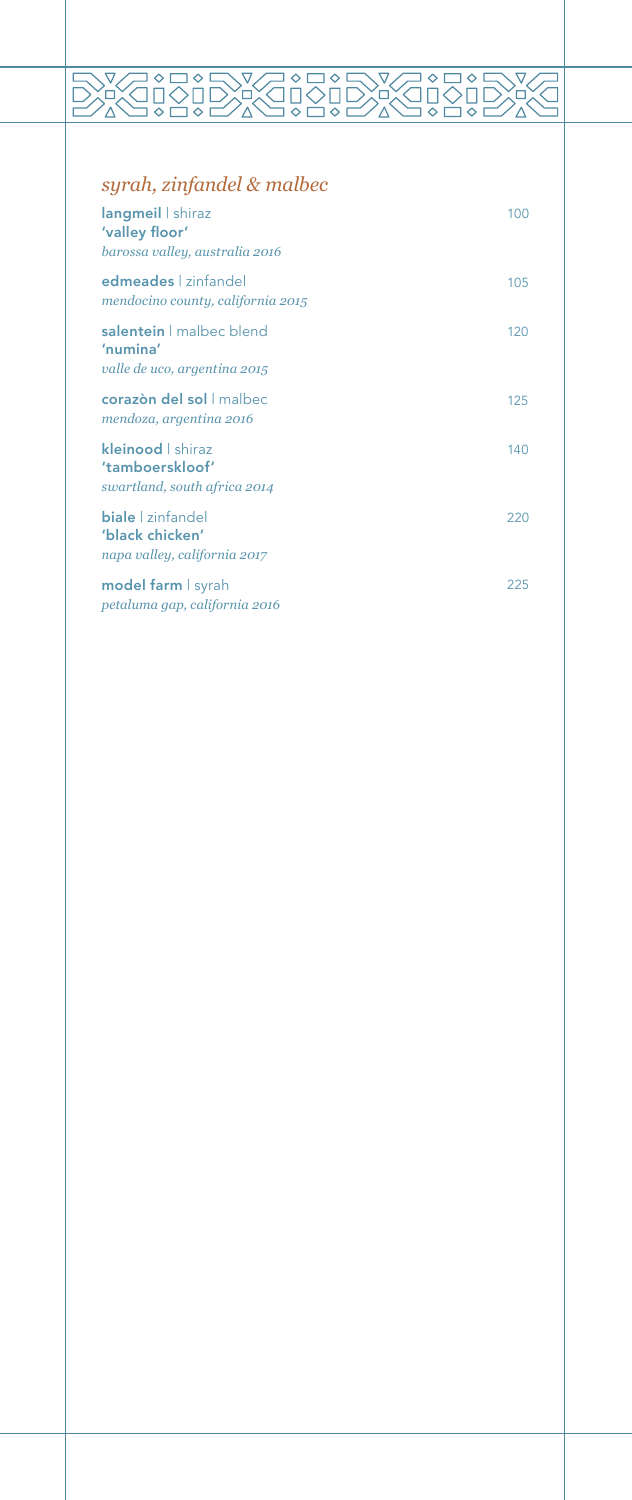## *syrah, zinfandel & malbec*

**langmeil** | shiraz
**'valley floor'**
*barossa valley, australia 2016* — 100

**edmeades** | zinfandel
*mendocino county, california 2015* — 105

**salentein** | malbec blend
**'numina'**
*valle de uco, argentina 2015* — 120

**corazòn del sol** | malbec
*mendoza, argentina 2016* — 125

**kleinood** | shiraz
**'tamboerskloof'**
*swartland, south africa 2014* — 140

**biale** | zinfandel
**'black chicken'**
*napa valley, california 2017* — 220

**model farm** | syrah
*petaluma gap, california 2016* — 225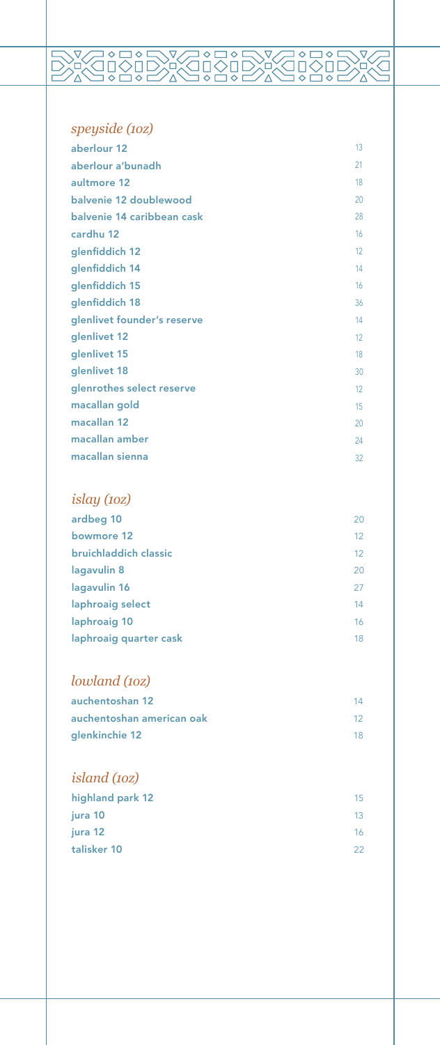## *speyside (1oz)*

| | |
|---|---|
| **aberlour 12** | 13 |
| **aberlour a'bunadh** | 21 |
| **aultmore 12** | 18 |
| **balvenie 12 doublewood** | 20 |
| **balvenie 14 caribbean cask** | 28 |
| **cardhu 12** | 16 |
| **glenfiddich 12** | 12 |
| **glenfiddich 14** | 14 |
| **glenfiddich 15** | 16 |
| **glenfiddich 18** | 36 |
| **glenlivet founder's reserve** | 14 |
| **glenlivet 12** | 12 |
| **glenlivet 15** | 18 |
| **glenlivet 18** | 30 |
| **glenrothes select reserve** | 12 |
| **macallan gold** | 15 |
| **macallan 12** | 20 |
| **macallan amber** | 24 |
| **macallan sienna** | 32 |

## *islay (1oz)*

| | |
|---|---|
| **ardbeg 10** | 20 |
| **bowmore 12** | 12 |
| **bruichladdich classic** | 12 |
| **lagavulin 8** | 20 |
| **lagavulin 16** | 27 |
| **laphroaig select** | 14 |
| **laphroaig 10** | 16 |
| **laphroaig quarter cask** | 18 |

## *lowland (1oz)*

| | |
|---|---|
| **auchentoshan 12** | 14 |
| **auchentoshan american oak** | 12 |
| **glenkinchie 12** | 18 |

## *island (1oz)*

| | |
|---|---|
| **highland park 12** | 15 |
| **jura 10** | 13 |
| **jura 12** | 16 |
| **talisker 10** | 22 |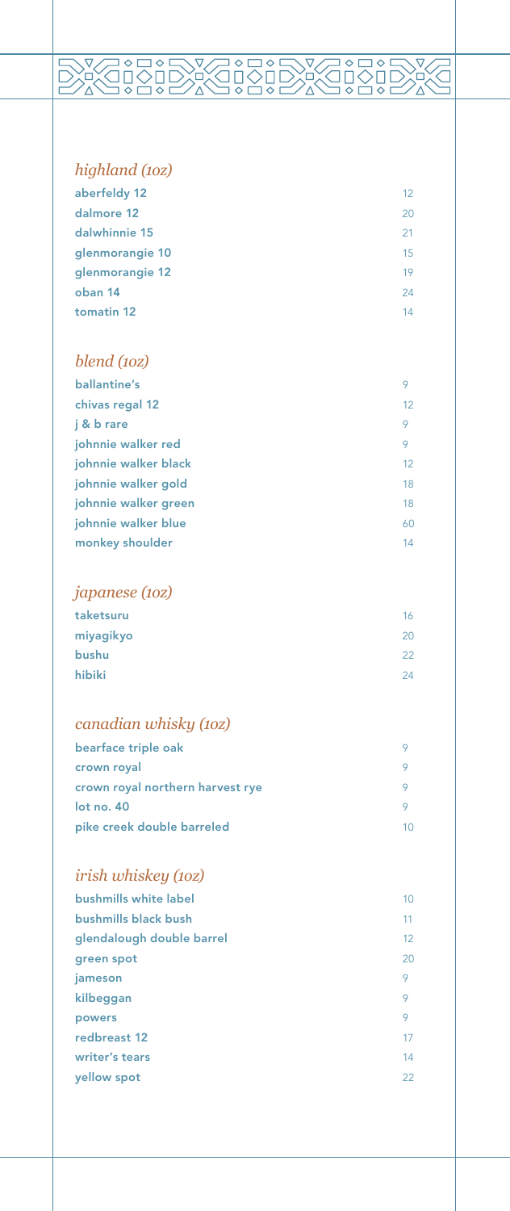## *highland (1oz)*

| | |
|---|---|
| **aberfeldy 12** | 12 |
| **dalmore 12** | 20 |
| **dalwhinnie 15** | 21 |
| **glenmorangie 10** | 15 |
| **glenmorangie 12** | 19 |
| **oban 14** | 24 |
| **tomatin 12** | 14 |

## *blend (1oz)*

| | |
|---|---|
| **ballantine's** | 9 |
| **chivas regal 12** | 12 |
| **j & b rare** | 9 |
| **johnnie walker red** | 9 |
| **johnnie walker black** | 12 |
| **johnnie walker gold** | 18 |
| **johnnie walker green** | 18 |
| **johnnie walker blue** | 60 |
| **monkey shoulder** | 14 |

## *japanese (1oz)*

| | |
|---|---|
| **taketsuru** | 16 |
| **miyagikyo** | 20 |
| **bushu** | 22 |
| **hibiki** | 24 |

## *canadian whisky (1oz)*

| | |
|---|---|
| **bearface triple oak** | 9 |
| **crown royal** | 9 |
| **crown royal northern harvest rye** | 9 |
| **lot no. 40** | 9 |
| **pike creek double barreled** | 10 |

## *irish whiskey (1oz)*

| | |
|---|---|
| **bushmills white label** | 10 |
| **bushmills black bush** | 11 |
| **glendalough double barrel** | 12 |
| **green spot** | 20 |
| **jameson** | 9 |
| **kilbeggan** | 9 |
| **powers** | 9 |
| **redbreast 12** | 17 |
| **writer's tears** | 14 |
| **yellow spot** | 22 |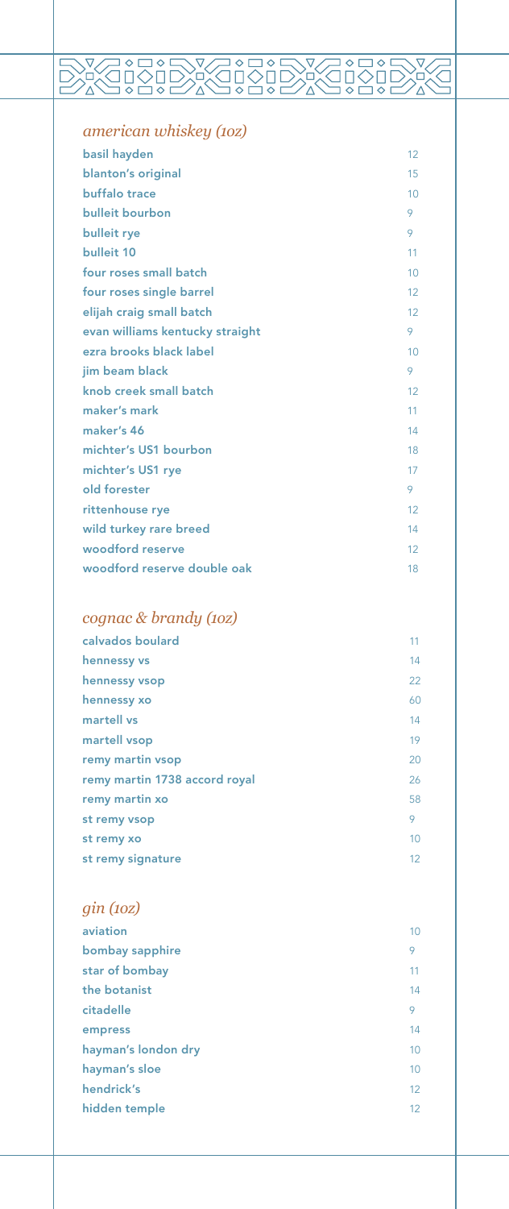## *american whiskey (1oz)*

| | |
|---|---|
| **basil hayden** | 12 |
| **blanton's original** | 15 |
| **buffalo trace** | 10 |
| **bulleit bourbon** | 9 |
| **bulleit rye** | 9 |
| **bulleit 10** | 11 |
| **four roses small batch** | 10 |
| **four roses single barrel** | 12 |
| **elijah craig small batch** | 12 |
| **evan williams kentucky straight** | 9 |
| **ezra brooks black label** | 10 |
| **jim beam black** | 9 |
| **knob creek small batch** | 12 |
| **maker's mark** | 11 |
| **maker's 46** | 14 |
| **michter's US1 bourbon** | 18 |
| **michter's US1 rye** | 17 |
| **old forester** | 9 |
| **rittenhouse rye** | 12 |
| **wild turkey rare breed** | 14 |
| **woodford reserve** | 12 |
| **woodford reserve double oak** | 18 |

## *cognac & brandy (1oz)*

| | |
|---|---|
| **calvados boulard** | 11 |
| **hennessy vs** | 14 |
| **hennessy vsop** | 22 |
| **hennessy xo** | 60 |
| **martell vs** | 14 |
| **martell vsop** | 19 |
| **remy martin vsop** | 20 |
| **remy martin 1738 accord royal** | 26 |
| **remy martin xo** | 58 |
| **st remy vsop** | 9 |
| **st remy xo** | 10 |
| **st remy signature** | 12 |

## *gin (1oz)*

| | |
|---|---|
| **aviation** | 10 |
| **bombay sapphire** | 9 |
| **star of bombay** | 11 |
| **the botanist** | 14 |
| **citadelle** | 9 |
| **empress** | 14 |
| **hayman's london dry** | 10 |
| **hayman's sloe** | 10 |
| **hendrick's** | 12 |
| **hidden temple** | 12 |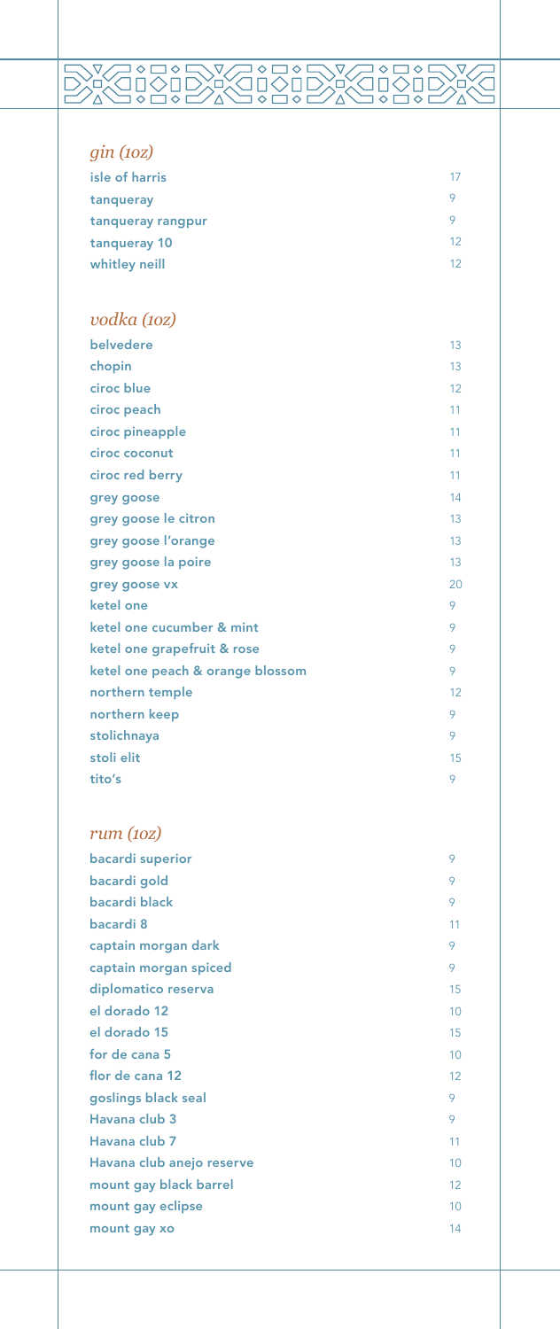## *gin (1oz)*

| | |
|---|---|
| **isle of harris** | 17 |
| **tanqueray** | 9 |
| **tanqueray rangpur** | 9 |
| **tanqueray 10** | 12 |
| **whitley neill** | 12 |

## *vodka (1oz)*

| | |
|---|---|
| **belvedere** | 13 |
| **chopin** | 13 |
| **ciroc blue** | 12 |
| **ciroc peach** | 11 |
| **ciroc pineapple** | 11 |
| **ciroc coconut** | 11 |
| **ciroc red berry** | 11 |
| **grey goose** | 14 |
| **grey goose le citron** | 13 |
| **grey goose l'orange** | 13 |
| **grey goose la poire** | 13 |
| **grey goose vx** | 20 |
| **ketel one** | 9 |
| **ketel one cucumber & mint** | 9 |
| **ketel one grapefruit & rose** | 9 |
| **ketel one peach & orange blossom** | 9 |
| **northern temple** | 12 |
| **northern keep** | 9 |
| **stolichnaya** | 9 |
| **stoli elit** | 15 |
| **tito's** | 9 |

## *rum (1oz)*

| | |
|---|---|
| **bacardi superior** | 9 |
| **bacardi gold** | 9 |
| **bacardi black** | 9 |
| **bacardi 8** | 11 |
| **captain morgan dark** | 9 |
| **captain morgan spiced** | 9 |
| **diplomatico reserva** | 15 |
| **el dorado 12** | 10 |
| **el dorado 15** | 15 |
| **for de cana 5** | 10 |
| **flor de cana 12** | 12 |
| **goslings black seal** | 9 |
| **Havana club 3** | 9 |
| **Havana club 7** | 11 |
| **Havana club anejo reserve** | 10 |
| **mount gay black barrel** | 12 |
| **mount gay eclipse** | 10 |
| **mount gay xo** | 14 |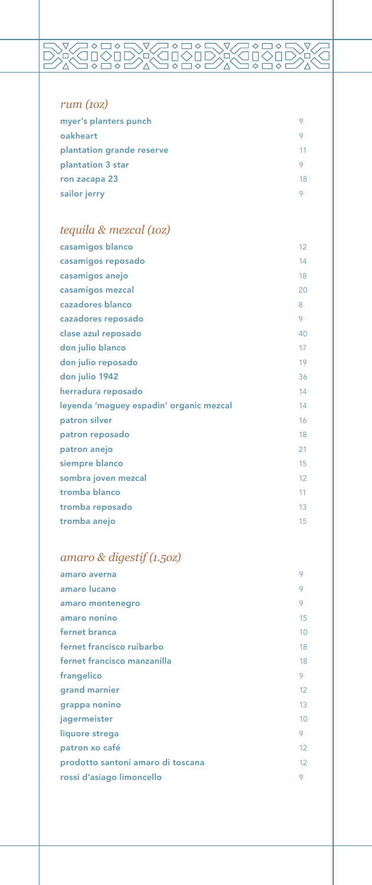## *rum (1oz)*

| | |
|---|---|
| **myer's planters punch** | 9 |
| **oakheart** | 9 |
| **plantation grande reserve** | 11 |
| **plantation 3 star** | 9 |
| **ron zacapa 23** | 18 |
| **sailor jerry** | 9 |

## *tequila & mezcal (1oz)*

| | |
|---|---|
| **casamigos blanco** | 12 |
| **casamigos reposado** | 14 |
| **casamigos anejo** | 18 |
| **casamigos mezcal** | 20 |
| **cazadores blanco** | 8 |
| **cazadores reposado** | 9 |
| **clase azul reposado** | 40 |
| **don julio blanco** | 17 |
| **don julio reposado** | 19 |
| **don julio 1942** | 36 |
| **herradura reposado** | 14 |
| **leyenda 'maguey espadin' organic mezcal** | 14 |
| **patron silver** | 16 |
| **patron reposado** | 18 |
| **patron anejo** | 21 |
| **siempre blanco** | 15 |
| **sombra joven mezcal** | 12 |
| **tromba blanco** | 11 |
| **tromba reposado** | 13 |
| **tromba anejo** | 15 |

## *amaro & digestif (1.5oz)*

| | |
|---|---|
| **amaro averna** | 9 |
| **amaro lucano** | 9 |
| **amaro montenegro** | 9 |
| **amaro nonino** | 15 |
| **fernet branca** | 10 |
| **fernet francisco ruibarbo** | 18 |
| **fernet francisco manzanilla** | 18 |
| **frangelico** | 9 |
| **grand marnier** | 12 |
| **grappa nonino** | 13 |
| **jagermeister** | 10 |
| **liquore strega** | 9 |
| **patron xo café** | 12 |
| **prodotto santoni amaro di toscana** | 12 |
| **rossi d'asiago limoncello** | 9 |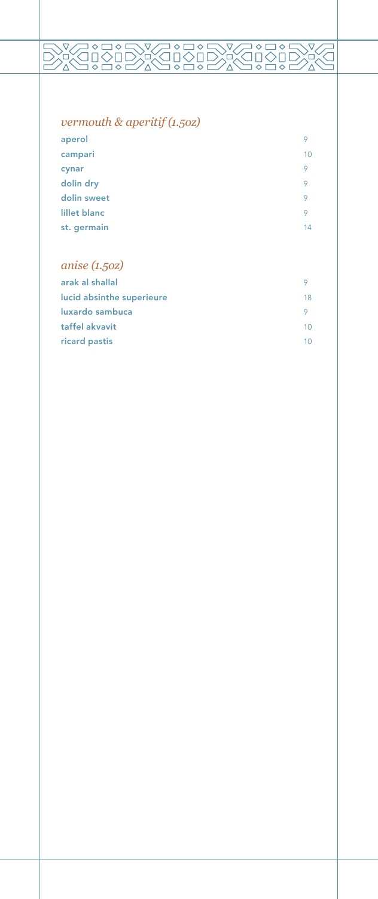## *vermouth & aperitif (1.5oz)*

| | |
|---|---|
| **aperol** | 9 |
| **campari** | 10 |
| **cynar** | 9 |
| **dolin dry** | 9 |
| **dolin sweet** | 9 |
| **lillet blanc** | 9 |
| **st. germain** | 14 |

## *anise (1.5oz)*

| | |
|---|---|
| **arak al shallal** | 9 |
| **lucid absinthe superieure** | 18 |
| **luxardo sambuca** | 9 |
| **taffel akvavit** | 10 |
| **ricard pastis** | 10 |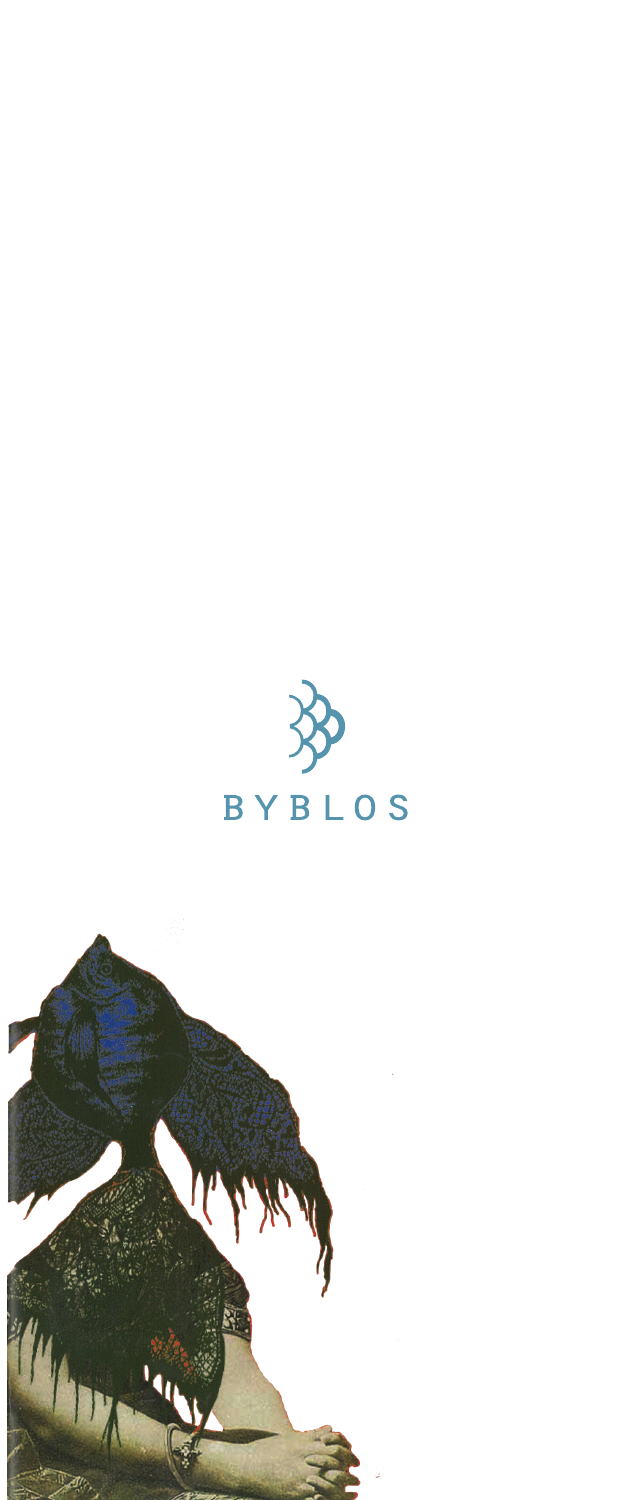BYBLOS